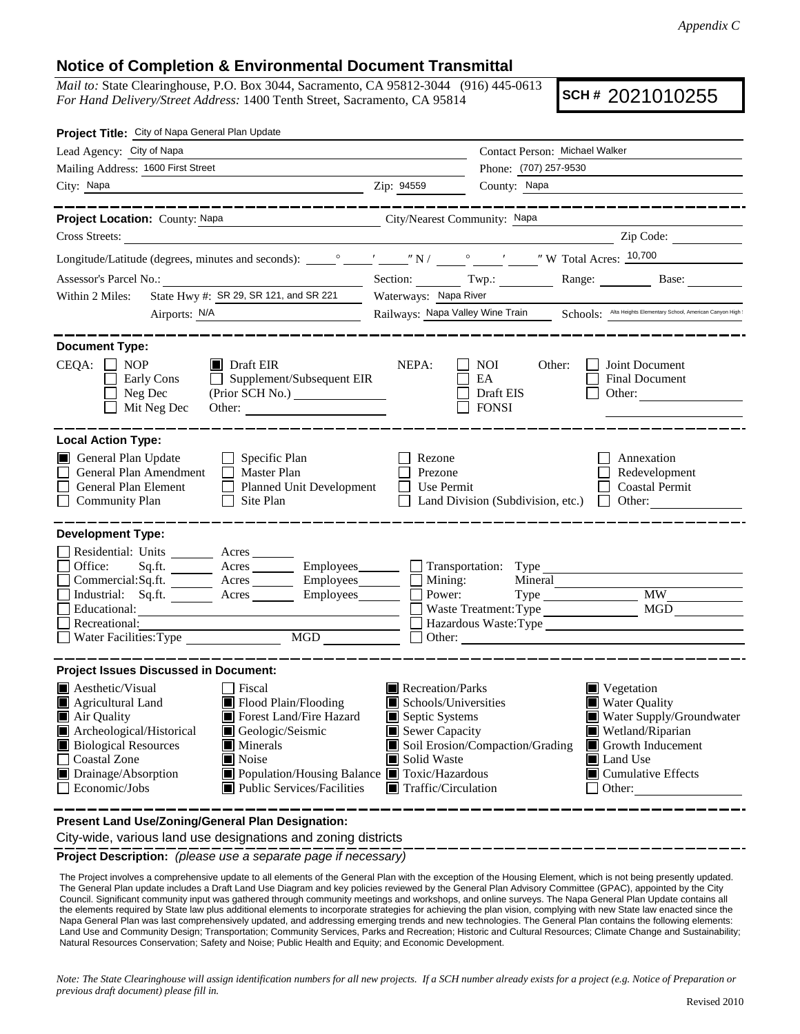*Appendix C*

## Notice of Completion & Environmental Document Transmittal

*Mail to:* State Clearinghouse, P.O. Box 3044, Sacramento, CA 95812-3044 (916) 445-0613
*For Hand Delivery/Street Address:* 1400 Tenth Street, Sacramento, CA 95814

**SCH #** 2021010255

**Project Title:** City of Napa General Plan Update

Lead Agency: City of Napa
Contact Person: Michael Walker
Mailing Address: 1600 First Street
Phone: (707) 257-9530
City: Napa
Zip: 94559
County: Napa

---

**Project Location:** County: Napa
City/Nearest Community: Napa
Cross Streets:
Zip Code:
Longitude/Latitude (degrees, minutes and seconds): ___° ___′ ___″ N / ___° ___′ ___″ W Total Acres: 10,700
Assessor's Parcel No.:
Section: Twp.: Range: Base:
Within 2 Miles: State Hwy #: SR 29, SR 121, and SR 221
Waterways: Napa River
Airports: N/A
Railways: Napa Valley Wine Train
Schools: Alta Heights Elementary School, American Canyon High S

---

**Document Type:**

CEQA:
- ☐ NOP
- ☐ Early Cons
- ☐ Neg Dec
- ☐ Mit Neg Dec
- ☒ Draft EIR
- ☐ Supplement/Subsequent EIR (Prior SCH No.)
- Other:

NEPA:
- ☐ NOI
- ☐ EA
- ☐ Draft EIS
- ☐ FONSI

Other:
- ☐ Joint Document
- ☐ Final Document
- ☐ Other:

---

**Local Action Type:**

- ☒ General Plan Update
- ☐ General Plan Amendment
- ☐ General Plan Element
- ☐ Community Plan
- ☐ Specific Plan
- ☐ Master Plan
- ☐ Planned Unit Development
- ☐ Site Plan
- ☐ Rezone
- ☐ Prezone
- ☐ Use Permit
- ☐ Land Division (Subdivision, etc.)
- ☐ Annexation
- ☐ Redevelopment
- ☐ Coastal Permit
- ☐ Other:

---

**Development Type:**

- ☐ Residential: Units ___ Acres ___
- ☐ Office: Sq.ft. ___ Acres ___ Employees ___
- ☐ Commercial: Sq.ft. ___ Acres ___ Employees ___
- ☐ Industrial: Sq.ft. ___ Acres ___ Employees ___
- ☐ Educational:
- ☐ Recreational:
- ☐ Water Facilities: Type ___ MGD ___
- ☐ Transportation: Type
- ☐ Mining: Mineral
- ☐ Power: Type ___ MW
- ☐ Waste Treatment: Type ___ MGD
- ☐ Hazardous Waste: Type
- ☐ Other:

---

**Project Issues Discussed in Document:**

- ☒ Aesthetic/Visual
- ☒ Agricultural Land
- ☒ Air Quality
- ☒ Archeological/Historical
- ☒ Biological Resources
- ☐ Coastal Zone
- ☒ Drainage/Absorption
- ☐ Economic/Jobs
- ☐ Fiscal
- ☒ Flood Plain/Flooding
- ☒ Forest Land/Fire Hazard
- ☒ Geologic/Seismic
- ☒ Minerals
- ☒ Noise
- ☒ Population/Housing Balance
- ☒ Public Services/Facilities
- ☒ Recreation/Parks
- ☒ Schools/Universities
- ☒ Septic Systems
- ☒ Sewer Capacity
- ☒ Soil Erosion/Compaction/Grading
- ☒ Solid Waste
- ☒ Toxic/Hazardous
- ☒ Traffic/Circulation
- ☒ Vegetation
- ☒ Water Quality
- ☒ Water Supply/Groundwater
- ☒ Wetland/Riparian
- ☒ Growth Inducement
- ☒ Land Use
- ☒ Cumulative Effects
- ☐ Other:

---

**Present Land Use/Zoning/General Plan Designation:**

City-wide, various land use designations and zoning districts

**Project Description:** *(please use a separate page if necessary)*

The Project involves a comprehensive update to all elements of the General Plan with the exception of the Housing Element, which is not being presently updated. The General Plan update includes a Draft Land Use Diagram and key policies reviewed by the General Plan Advisory Committee (GPAC), appointed by the City Council. Significant community input was gathered through community meetings and workshops, and online surveys. The Napa General Plan Update contains all the elements required by State law plus additional elements to incorporate strategies for achieving the plan vision, complying with new State law enacted since the Napa General Plan was last comprehensively updated, and addressing emerging trends and new technologies. The General Plan contains the following elements: Land Use and Community Design; Transportation; Community Services, Parks and Recreation; Historic and Cultural Resources; Climate Change and Sustainability; Natural Resources Conservation; Safety and Noise; Public Health and Equity; and Economic Development.

*Note: The State Clearinghouse will assign identification numbers for all new projects. If a SCH number already exists for a project (e.g. Notice of Preparation or previous draft document) please fill in.*

Revised 2010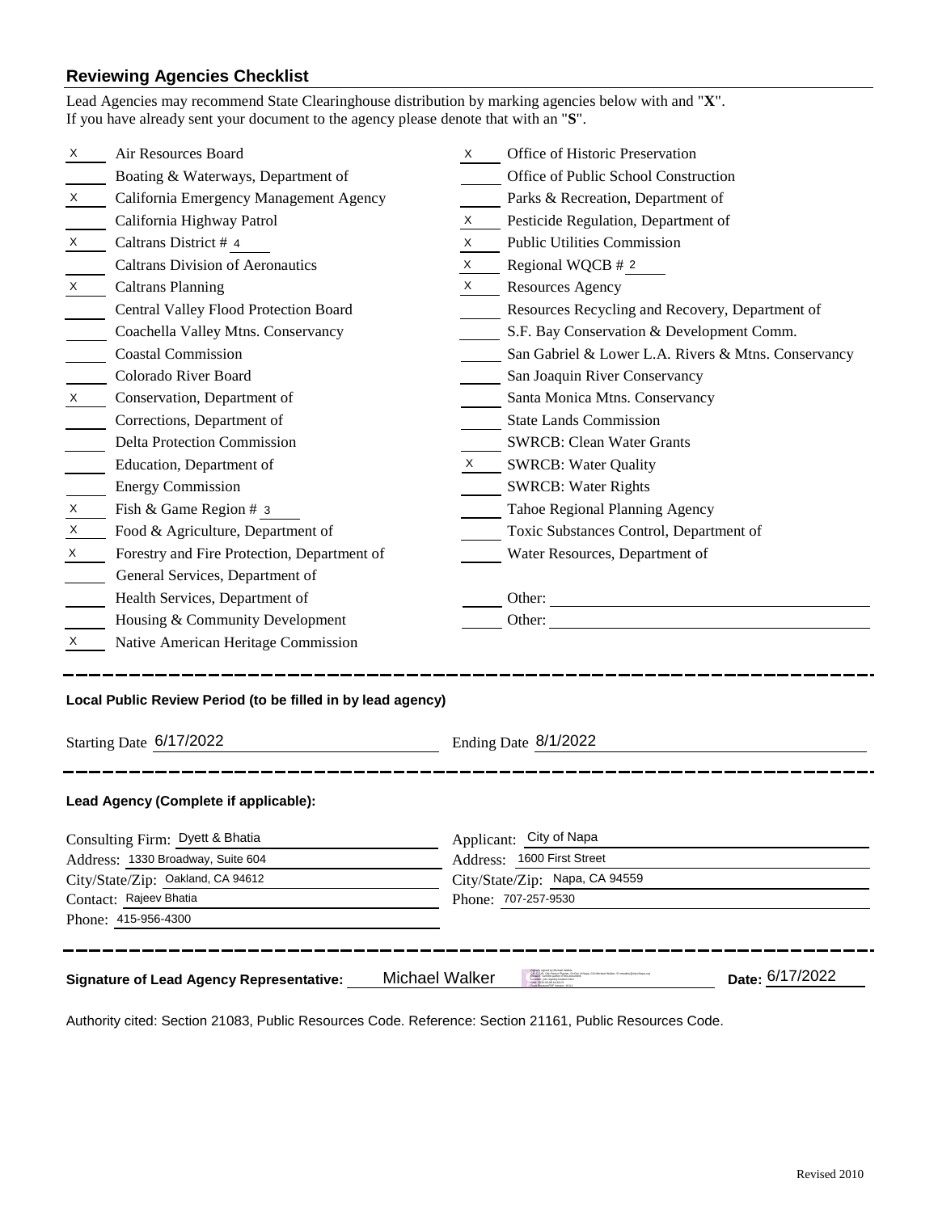## Reviewing Agencies Checklist

Lead Agencies may recommend State Clearinghouse distribution by marking agencies below with and "**X**".
If you have already sent your document to the agency please denote that with an "**S**".

| | | | |
|---|---|---|---|
| X | Air Resources Board | X | Office of Historic Preservation |
| | Boating & Waterways, Department of | | Office of Public School Construction |
| X | California Emergency Management Agency | | Parks & Recreation, Department of |
| | California Highway Patrol | X | Pesticide Regulation, Department of |
| X | Caltrans District # 4 | X | Public Utilities Commission |
| | Caltrans Division of Aeronautics | X | Regional WQCB # 2 |
| X | Caltrans Planning | X | Resources Agency |
| | Central Valley Flood Protection Board | | Resources Recycling and Recovery, Department of |
| | Coachella Valley Mtns. Conservancy | | S.F. Bay Conservation & Development Comm. |
| | Coastal Commission | | San Gabriel & Lower L.A. Rivers & Mtns. Conservancy |
| | Colorado River Board | | San Joaquin River Conservancy |
| X | Conservation, Department of | | Santa Monica Mtns. Conservancy |
| | Corrections, Department of | | State Lands Commission |
| | Delta Protection Commission | | SWRCB: Clean Water Grants |
| | Education, Department of | X | SWRCB: Water Quality |
| | Energy Commission | | SWRCB: Water Rights |
| X | Fish & Game Region # 3 | | Tahoe Regional Planning Agency |
| X | Food & Agriculture, Department of | | Toxic Substances Control, Department of |
| X | Forestry and Fire Protection, Department of | | Water Resources, Department of |
| | General Services, Department of | | |
| | Health Services, Department of | | Other: |
| | Housing & Community Development | | Other: |
| X | Native American Heritage Commission | | |

**Local Public Review Period (to be filled in by lead agency)**

Starting Date 6/17/2022 Ending Date 8/1/2022

**Lead Agency (Complete if applicable):**

Consulting Firm: Dyett & Bhatia
Address: 1330 Broadway, Suite 604
City/State/Zip: Oakland, CA 94612
Contact: Rajeev Bhatia
Phone: 415-956-4300

Applicant: City of Napa
Address: 1600 First Street
City/State/Zip: Napa, CA 94559
Phone: 707-257-9530

**Signature of Lead Agency Representative:** Michael Walker **Date:** 6/17/2022

Authority cited: Section 21083, Public Resources Code. Reference: Section 21161, Public Resources Code.

Revised 2010